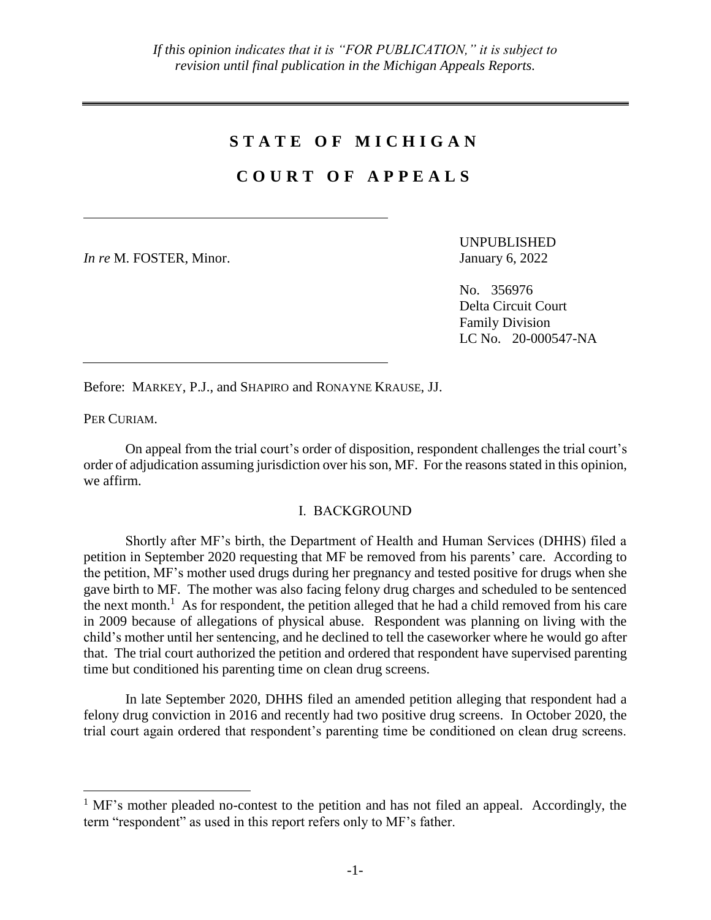*If this opinion indicates that it is "FOR PUBLICATION," it is subject to revision until final publication in the Michigan Appeals Reports.*

# STATE OF MICHIGAN

# COURT OF APPEALS

*In re* M. FOSTER, Minor.

UNPUBLISHED
January 6, 2022

No. 356976
Delta Circuit Court
Family Division
LC No. 20-000547-NA

Before: MARKEY, P.J., and SHAPIRO and RONAYNE KRAUSE, JJ.

PER CURIAM.

On appeal from the trial court's order of disposition, respondent challenges the trial court's order of adjudication assuming jurisdiction over his son, MF. For the reasons stated in this opinion, we affirm.

## I. BACKGROUND

Shortly after MF's birth, the Department of Health and Human Services (DHHS) filed a petition in September 2020 requesting that MF be removed from his parents' care. According to the petition, MF's mother used drugs during her pregnancy and tested positive for drugs when she gave birth to MF. The mother was also facing felony drug charges and scheduled to be sentenced the next month.[1] As for respondent, the petition alleged that he had a child removed from his care in 2009 because of allegations of physical abuse. Respondent was planning on living with the child's mother until her sentencing, and he declined to tell the caseworker where he would go after that. The trial court authorized the petition and ordered that respondent have supervised parenting time but conditioned his parenting time on clean drug screens.

In late September 2020, DHHS filed an amended petition alleging that respondent had a felony drug conviction in 2016 and recently had two positive drug screens. In October 2020, the trial court again ordered that respondent's parenting time be conditioned on clean drug screens.

[1] MF's mother pleaded no-contest to the petition and has not filed an appeal. Accordingly, the term "respondent" as used in this report refers only to MF's father.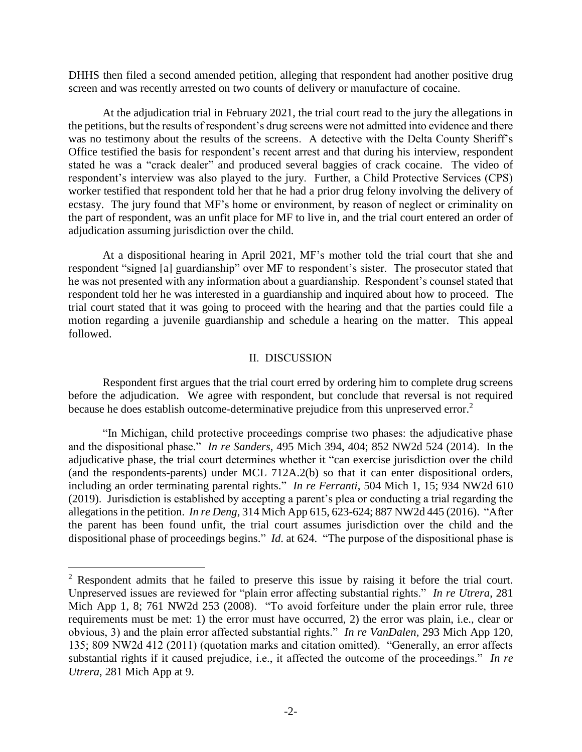DHHS then filed a second amended petition, alleging that respondent had another positive drug screen and was recently arrested on two counts of delivery or manufacture of cocaine.

At the adjudication trial in February 2021, the trial court read to the jury the allegations in the petitions, but the results of respondent's drug screens were not admitted into evidence and there was no testimony about the results of the screens. A detective with the Delta County Sheriff's Office testified the basis for respondent's recent arrest and that during his interview, respondent stated he was a "crack dealer" and produced several baggies of crack cocaine. The video of respondent's interview was also played to the jury. Further, a Child Protective Services (CPS) worker testified that respondent told her that he had a prior drug felony involving the delivery of ecstasy. The jury found that MF's home or environment, by reason of neglect or criminality on the part of respondent, was an unfit place for MF to live in, and the trial court entered an order of adjudication assuming jurisdiction over the child.

At a dispositional hearing in April 2021, MF's mother told the trial court that she and respondent "signed [a] guardianship" over MF to respondent's sister. The prosecutor stated that he was not presented with any information about a guardianship. Respondent's counsel stated that respondent told her he was interested in a guardianship and inquired about how to proceed. The trial court stated that it was going to proceed with the hearing and that the parties could file a motion regarding a juvenile guardianship and schedule a hearing on the matter. This appeal followed.

## II. DISCUSSION

Respondent first argues that the trial court erred by ordering him to complete drug screens before the adjudication. We agree with respondent, but conclude that reversal is not required because he does establish outcome-determinative prejudice from this unpreserved error.[2]

"In Michigan, child protective proceedings comprise two phases: the adjudicative phase and the dispositional phase." *In re Sanders*, 495 Mich 394, 404; 852 NW2d 524 (2014). In the adjudicative phase, the trial court determines whether it "can exercise jurisdiction over the child (and the respondents-parents) under MCL 712A.2(b) so that it can enter dispositional orders, including an order terminating parental rights." *In re Ferranti*, 504 Mich 1, 15; 934 NW2d 610 (2019). Jurisdiction is established by accepting a parent's plea or conducting a trial regarding the allegations in the petition. *In re Deng*, 314 Mich App 615, 623-624; 887 NW2d 445 (2016). "After the parent has been found unfit, the trial court assumes jurisdiction over the child and the dispositional phase of proceedings begins." *Id*. at 624. "The purpose of the dispositional phase is

---

[2] Respondent admits that he failed to preserve this issue by raising it before the trial court. Unpreserved issues are reviewed for "plain error affecting substantial rights." *In re Utrera*, 281 Mich App 1, 8; 761 NW2d 253 (2008). "To avoid forfeiture under the plain error rule, three requirements must be met: 1) the error must have occurred, 2) the error was plain, i.e., clear or obvious, 3) and the plain error affected substantial rights." *In re VanDalen*, 293 Mich App 120, 135; 809 NW2d 412 (2011) (quotation marks and citation omitted). "Generally, an error affects substantial rights if it caused prejudice, i.e., it affected the outcome of the proceedings." *In re Utrera*, 281 Mich App at 9.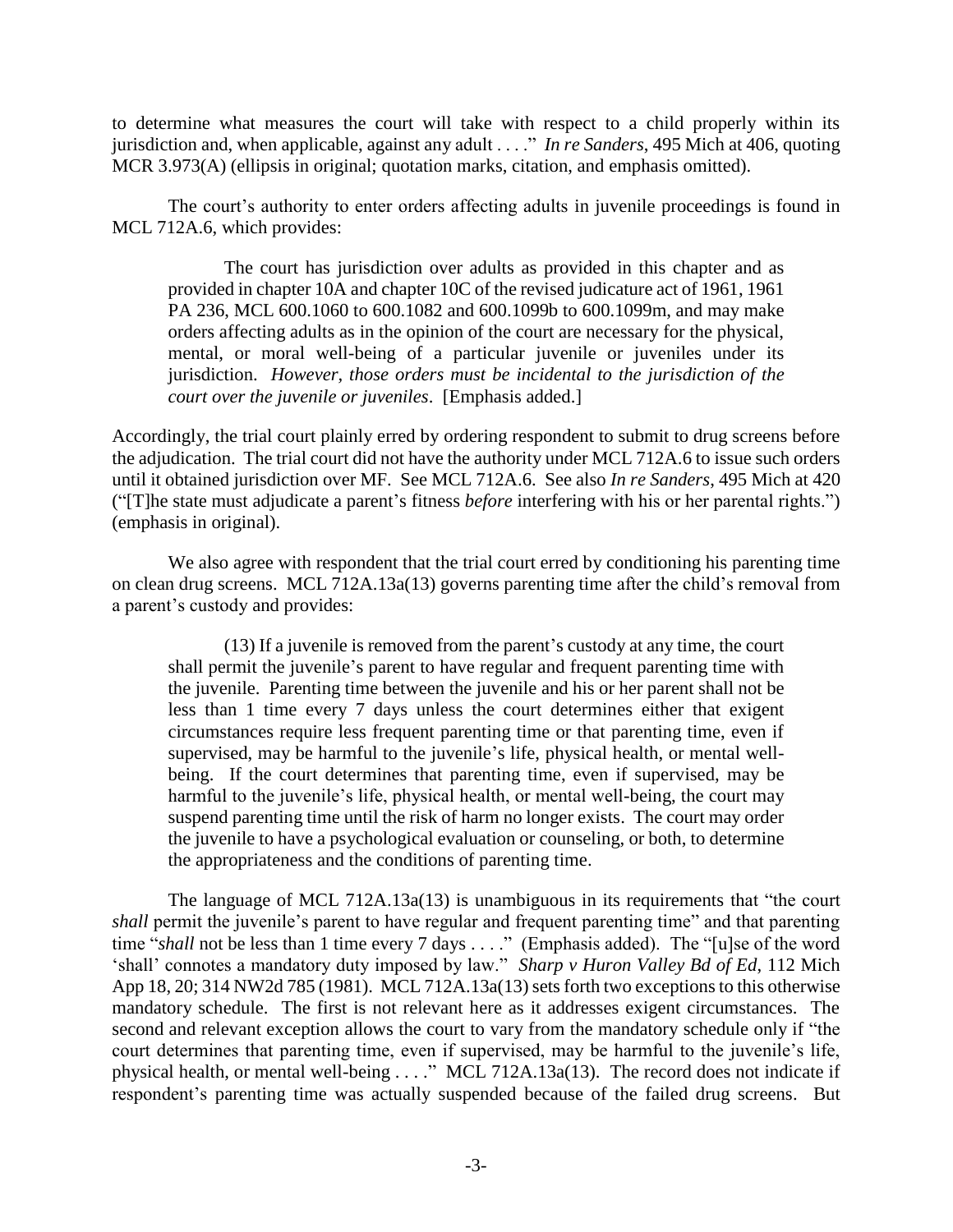to determine what measures the court will take with respect to a child properly within its jurisdiction and, when applicable, against any adult . . . ." *In re Sanders*, 495 Mich at 406, quoting MCR 3.973(A) (ellipsis in original; quotation marks, citation, and emphasis omitted).

The court's authority to enter orders affecting adults in juvenile proceedings is found in MCL 712A.6, which provides:

> The court has jurisdiction over adults as provided in this chapter and as provided in chapter 10A and chapter 10C of the revised judicature act of 1961, 1961 PA 236, MCL 600.1060 to 600.1082 and 600.1099b to 600.1099m, and may make orders affecting adults as in the opinion of the court are necessary for the physical, mental, or moral well-being of a particular juvenile or juveniles under its jurisdiction. *However, those orders must be incidental to the jurisdiction of the court over the juvenile or juveniles*. [Emphasis added.]

Accordingly, the trial court plainly erred by ordering respondent to submit to drug screens before the adjudication. The trial court did not have the authority under MCL 712A.6 to issue such orders until it obtained jurisdiction over MF. See MCL 712A.6. See also *In re Sanders*, 495 Mich at 420 ("[T]he state must adjudicate a parent's fitness *before* interfering with his or her parental rights.") (emphasis in original).

We also agree with respondent that the trial court erred by conditioning his parenting time on clean drug screens. MCL 712A.13a(13) governs parenting time after the child's removal from a parent's custody and provides:

> (13) If a juvenile is removed from the parent's custody at any time, the court shall permit the juvenile's parent to have regular and frequent parenting time with the juvenile. Parenting time between the juvenile and his or her parent shall not be less than 1 time every 7 days unless the court determines either that exigent circumstances require less frequent parenting time or that parenting time, even if supervised, may be harmful to the juvenile's life, physical health, or mental well-being. If the court determines that parenting time, even if supervised, may be harmful to the juvenile's life, physical health, or mental well-being, the court may suspend parenting time until the risk of harm no longer exists. The court may order the juvenile to have a psychological evaluation or counseling, or both, to determine the appropriateness and the conditions of parenting time.

The language of MCL 712A.13a(13) is unambiguous in its requirements that "the court *shall* permit the juvenile's parent to have regular and frequent parenting time" and that parenting time "*shall* not be less than 1 time every 7 days . . . ." (Emphasis added). The "[u]se of the word 'shall' connotes a mandatory duty imposed by law." *Sharp v Huron Valley Bd of Ed*, 112 Mich App 18, 20; 314 NW2d 785 (1981). MCL 712A.13a(13) sets forth two exceptions to this otherwise mandatory schedule. The first is not relevant here as it addresses exigent circumstances. The second and relevant exception allows the court to vary from the mandatory schedule only if "the court determines that parenting time, even if supervised, may be harmful to the juvenile's life, physical health, or mental well-being . . . ." MCL 712A.13a(13). The record does not indicate if respondent's parenting time was actually suspended because of the failed drug screens. But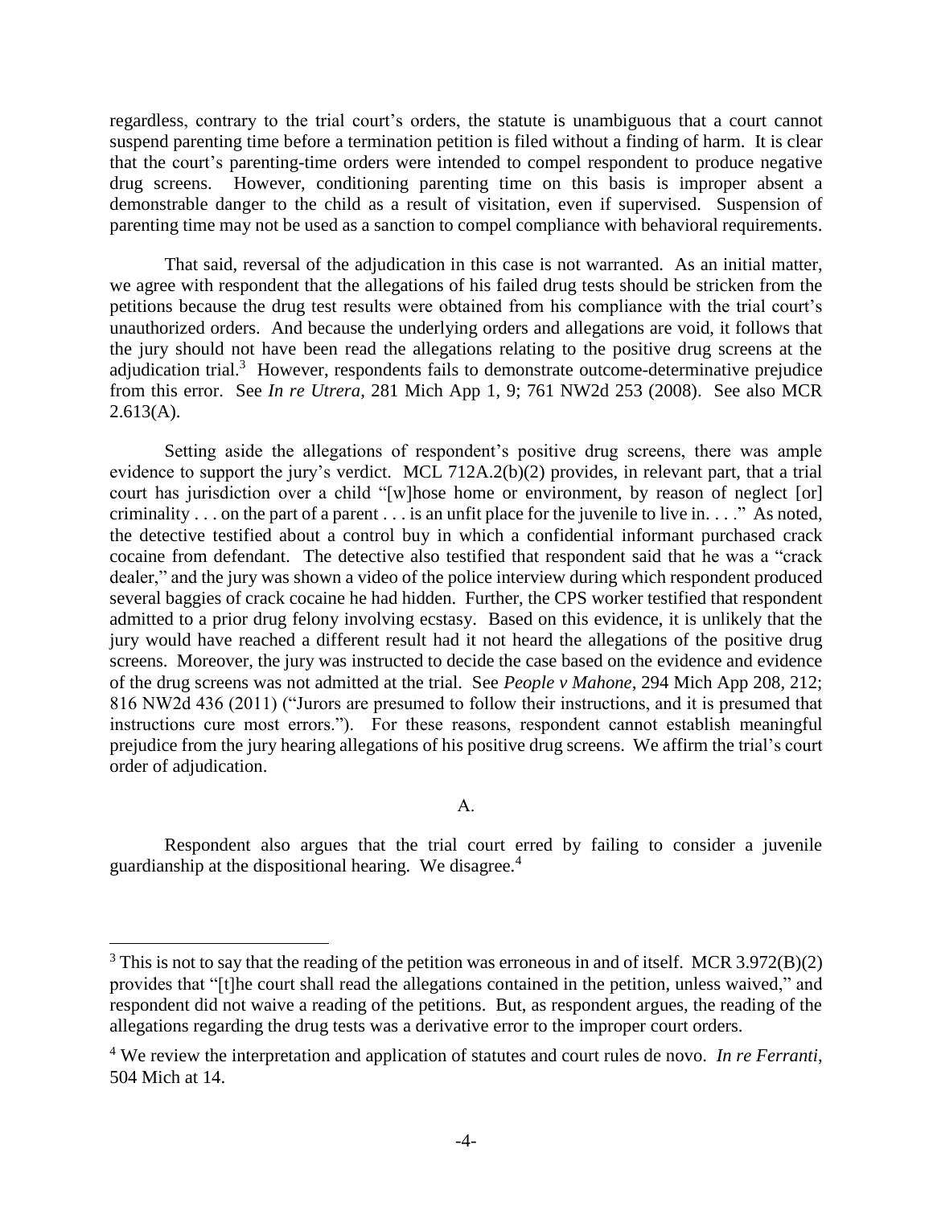regardless, contrary to the trial court's orders, the statute is unambiguous that a court cannot suspend parenting time before a termination petition is filed without a finding of harm. It is clear that the court's parenting-time orders were intended to compel respondent to produce negative drug screens. However, conditioning parenting time on this basis is improper absent a demonstrable danger to the child as a result of visitation, even if supervised. Suspension of parenting time may not be used as a sanction to compel compliance with behavioral requirements.

That said, reversal of the adjudication in this case is not warranted. As an initial matter, we agree with respondent that the allegations of his failed drug tests should be stricken from the petitions because the drug test results were obtained from his compliance with the trial court's unauthorized orders. And because the underlying orders and allegations are void, it follows that the jury should not have been read the allegations relating to the positive drug screens at the adjudication trial.[3] However, respondents fails to demonstrate outcome-determinative prejudice from this error. See *In re Utrera*, 281 Mich App 1, 9; 761 NW2d 253 (2008). See also MCR 2.613(A).

Setting aside the allegations of respondent's positive drug screens, there was ample evidence to support the jury's verdict. MCL 712A.2(b)(2) provides, in relevant part, that a trial court has jurisdiction over a child "[w]hose home or environment, by reason of neglect [or] criminality . . . on the part of a parent . . . is an unfit place for the juvenile to live in. . . ." As noted, the detective testified about a control buy in which a confidential informant purchased crack cocaine from defendant. The detective also testified that respondent said that he was a "crack dealer," and the jury was shown a video of the police interview during which respondent produced several baggies of crack cocaine he had hidden. Further, the CPS worker testified that respondent admitted to a prior drug felony involving ecstasy. Based on this evidence, it is unlikely that the jury would have reached a different result had it not heard the allegations of the positive drug screens. Moreover, the jury was instructed to decide the case based on the evidence and evidence of the drug screens was not admitted at the trial. See *People v Mahone*, 294 Mich App 208, 212; 816 NW2d 436 (2011) ("Jurors are presumed to follow their instructions, and it is presumed that instructions cure most errors."). For these reasons, respondent cannot establish meaningful prejudice from the jury hearing allegations of his positive drug screens. We affirm the trial's court order of adjudication.

A.

Respondent also argues that the trial court erred by failing to consider a juvenile guardianship at the dispositional hearing. We disagree.[4]

---

[3] This is not to say that the reading of the petition was erroneous in and of itself. MCR 3.972(B)(2) provides that "[t]he court shall read the allegations contained in the petition, unless waived," and respondent did not waive a reading of the petitions. But, as respondent argues, the reading of the allegations regarding the drug tests was a derivative error to the improper court orders.

[4] We review the interpretation and application of statutes and court rules de novo. *In re Ferranti*, 504 Mich at 14.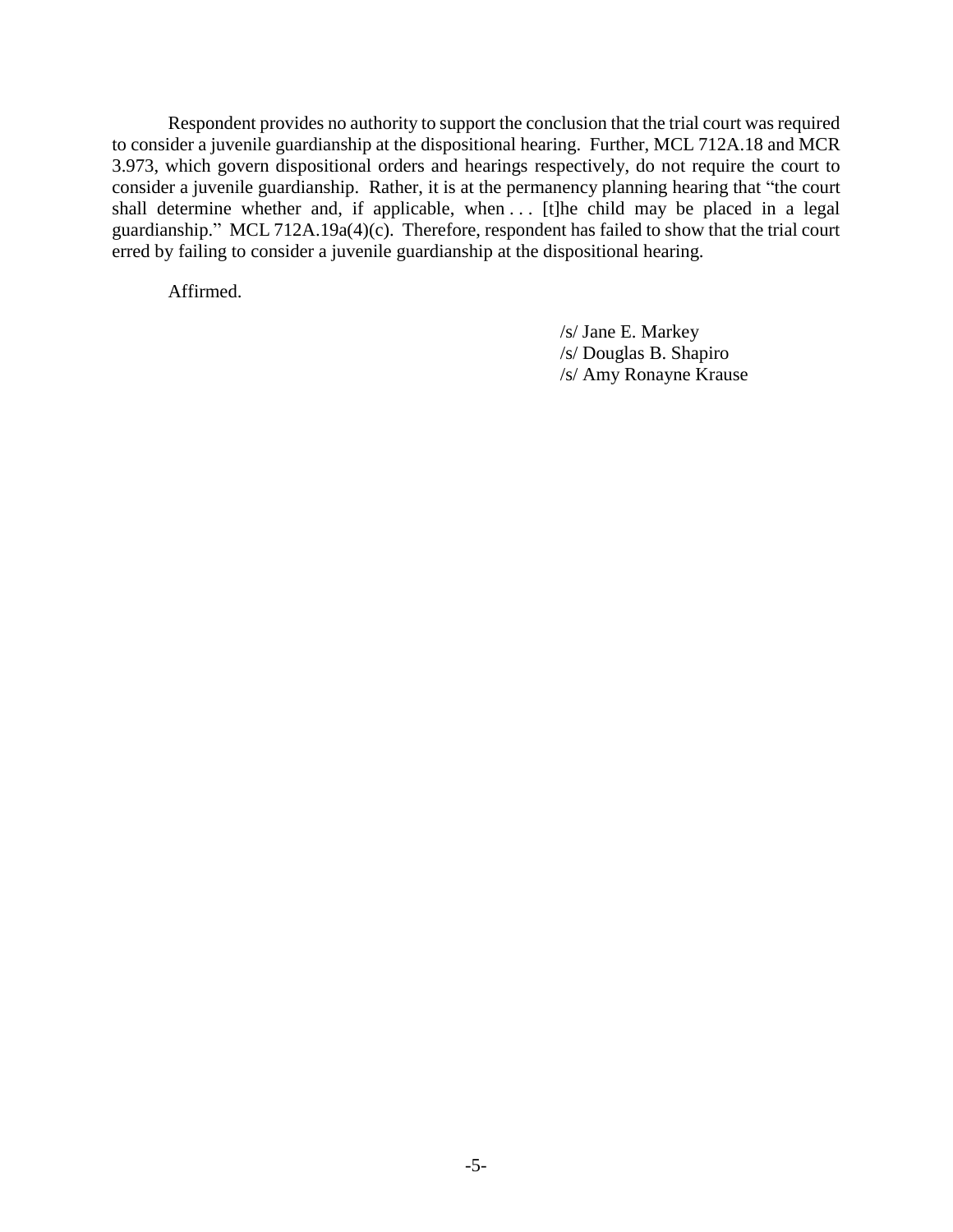Respondent provides no authority to support the conclusion that the trial court was required to consider a juvenile guardianship at the dispositional hearing. Further, MCL 712A.18 and MCR 3.973, which govern dispositional orders and hearings respectively, do not require the court to consider a juvenile guardianship. Rather, it is at the permanency planning hearing that "the court shall determine whether and, if applicable, when . . . [t]he child may be placed in a legal guardianship." MCL 712A.19a(4)(c). Therefore, respondent has failed to show that the trial court erred by failing to consider a juvenile guardianship at the dispositional hearing.

Affirmed.

/s/ Jane E. Markey  
/s/ Douglas B. Shapiro  
/s/ Amy Ronayne Krause